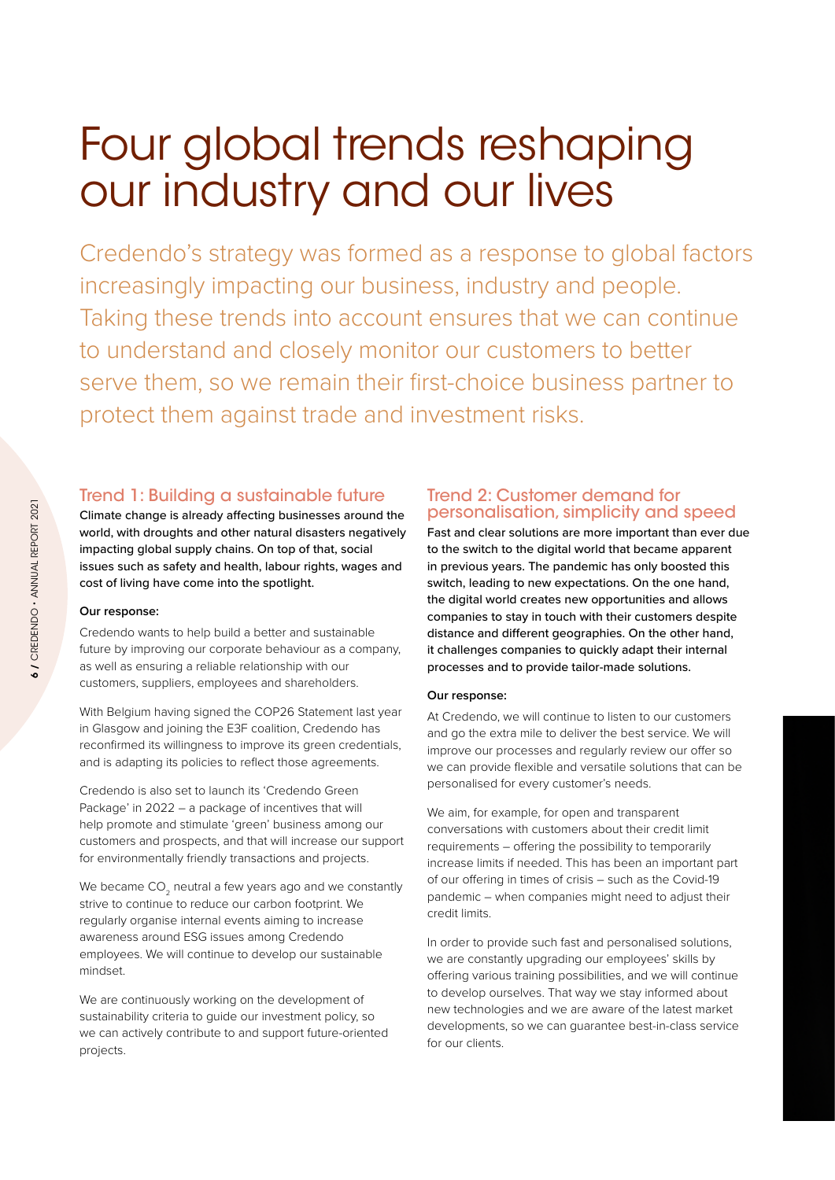# Four global trends reshaping our industry and our lives

Credendo's strategy was formed as a response to global factors increasingly impacting our business, industry and people. Taking these trends into account ensures that we can continue to understand and closely monitor our customers to better serve them, so we remain their first-choice business partner to protect them against trade and investment risks.

## Trend 1: Building a sustainable future

**Climate change is already affecting businesses around the world, with droughts and other natural disasters negatively impacting global supply chains. On top of that, social issues such as safety and health, labour rights, wages and cost of living have come into the spotlight.**

**Our response:**

Credendo wants to help build a better and sustainable future by improving our corporate behaviour as a company, as well as ensuring a reliable relationship with our customers, suppliers, employees and shareholders.

With Belgium having signed the COP26 Statement last year in Glasgow and joining the E3F coalition, Credendo has reconfirmed its willingness to improve its green credentials, and is adapting its policies to reflect those agreements.

Credendo is also set to launch its 'Credendo Green Package' in 2022 – a package of incentives that will help promote and stimulate 'green' business among our customers and prospects, and that will increase our support for environmentally friendly transactions and projects.

We became $CO_2$ neutral a few years ago and we constantly strive to continue to reduce our carbon footprint. We regularly organise internal events aiming to increase awareness around ESG issues among Credendo employees. We will continue to develop our sustainable mindset.

We are continuously working on the development of sustainability criteria to guide our investment policy, so we can actively contribute to and support future-oriented projects.

## Trend 2: Customer demand for personalisation, simplicity and speed

**Fast and clear solutions are more important than ever due to the switch to the digital world that became apparent in previous years. The pandemic has only boosted this switch, leading to new expectations. On the one hand, the digital world creates new opportunities and allows companies to stay in touch with their customers despite distance and different geographies. On the other hand, it challenges companies to quickly adapt their internal processes and to provide tailor-made solutions.**

**Our response:**

At Credendo, we will continue to listen to our customers and go the extra mile to deliver the best service. We will improve our processes and regularly review our offer so we can provide flexible and versatile solutions that can be personalised for every customer's needs.

We aim, for example, for open and transparent conversations with customers about their credit limit requirements – offering the possibility to temporarily increase limits if needed. This has been an important part of our offering in times of crisis – such as the Covid-19 pandemic – when companies might need to adjust their credit limits.

In order to provide such fast and personalised solutions, we are constantly upgrading our employees' skills by offering various training possibilities, and we will continue to develop ourselves. That way we stay informed about new technologies and we are aware of the latest market developments, so we can guarantee best-in-class service for our clients.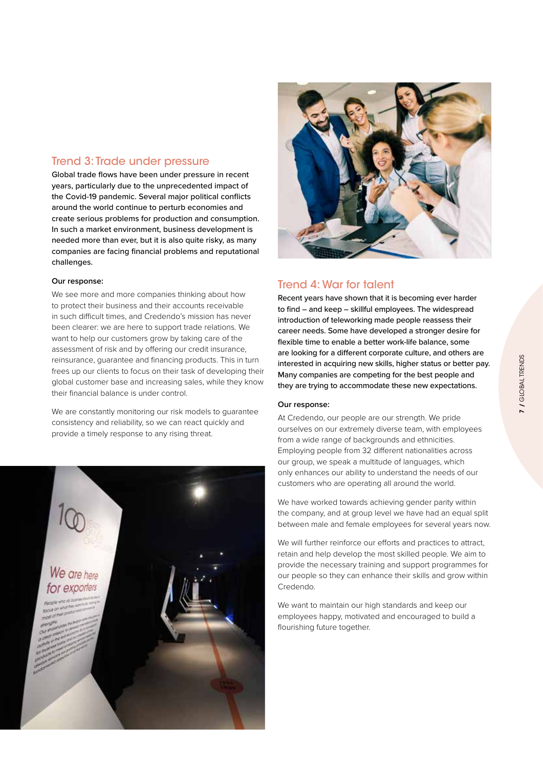## Trend 3: Trade under pressure

**Global trade flows have been under pressure in recent years, particularly due to the unprecedented impact of the Covid-19 pandemic. Several major political conflicts around the world continue to perturb economies and create serious problems for production and consumption. In such a market environment, business development is needed more than ever, but it is also quite risky, as many companies are facing financial problems and reputational challenges.**

**Our response:**

We see more and more companies thinking about how to protect their business and their accounts receivable in such difficult times, and Credendo's mission has never been clearer: we are here to support trade relations. We want to help our customers grow by taking care of the assessment of risk and by offering our credit insurance, reinsurance, guarantee and financing products. This in turn frees up our clients to focus on their task of developing their global customer base and increasing sales, while they know their financial balance is under control.

We are constantly monitoring our risk models to guarantee consistency and reliability, so we can react quickly and provide a timely response to any rising threat.

## Trend 4: War for talent

**Recent years have shown that it is becoming ever harder to find – and keep – skillful employees. The widespread introduction of teleworking made people reassess their career needs. Some have developed a stronger desire for flexible time to enable a better work-life balance, some are looking for a different corporate culture, and others are interested in acquiring new skills, higher status or better pay. Many companies are competing for the best people and they are trying to accommodate these new expectations.**

**Our response:**

At Credendo, our people are our strength. We pride ourselves on our extremely diverse team, with employees from a wide range of backgrounds and ethnicities. Employing people from 32 different nationalities across our group, we speak a multitude of languages, which only enhances our ability to understand the needs of our customers who are operating all around the world.

We have worked towards achieving gender parity within the company, and at group level we have had an equal split between male and female employees for several years now.

We will further reinforce our efforts and practices to attract, retain and help develop the most skilled people. We aim to provide the necessary training and support programmes for our people so they can enhance their skills and grow within Credendo.

We want to maintain our high standards and keep our employees happy, motivated and encouraged to build a flourishing future together.